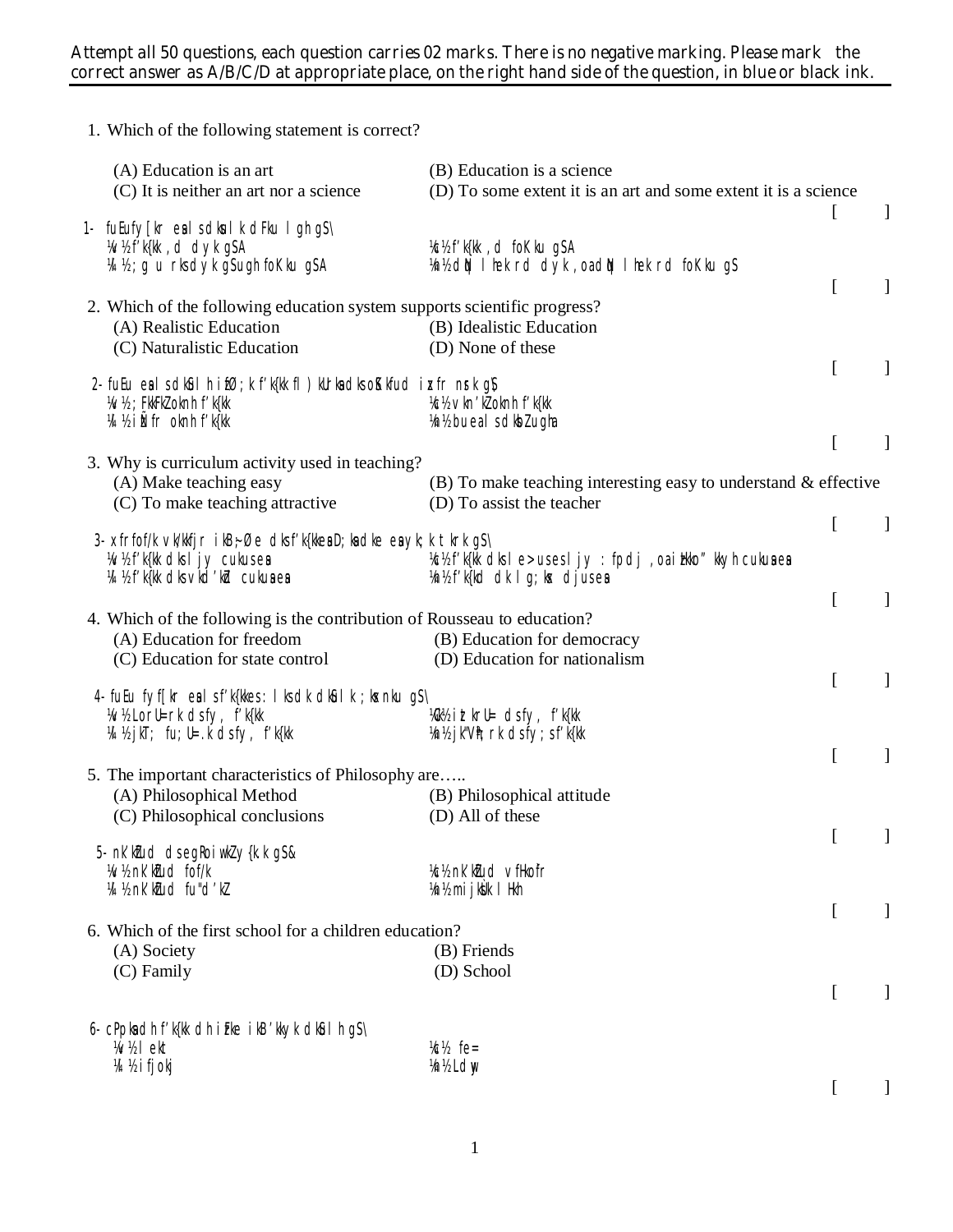Attempt all 50 questions, each question carries 02 marks. There is no negative marking. Please mark the correct answer as A/B/C/D at appropriate place, on the right hand side of the question, in blue or black ink.

1. Which of the following statement is correct?

(A) Education is an art
(B) Education is a science
(C) It is neither an art nor a science
(D) To some extent it is an art and some extent it is a science

[ ]

1- fuEufy[kr esa ls dkSu lk dFku lgh gS\

¼v½ f'k{kk ,d dyk gSA
¼c½ f'k{kk ,d foKku gSA
¼l½ ;g u rks dyk gS u gh foKku gSA
¼n½ dqN lhek rd dyk ,oa dqN lhek rd foKku gS

[ ]

2. Which of the following education system supports scientific progress?

(A) Realistic Education
(B) Idealistic Education
(C) Naturalistic Education
(D) None of these

[ ]

2- fuEu esa ls dkSu lh iz0;k f'k{kk fl)kUrksa dks oSKkfud izxfr nsrk gS

¼v½ ;FkkFkZoknh f'k{kk
¼c½ vkn'kZoknh f'k{kk
¼l½ iz—fr oknh f'k{kk
¼n½ buesa ls dksbZ ugha

[ ]

3. Why is curriculum activity used in teaching?

(A) Make teaching easy
(B) To make teaching interesting easy to understand & effective
(C) To make teaching attractive
(D) To assist the teacher

[ ]

3- xfrfof/k vk/kkfjr ikB~;Øe dks f'k{kk esa D;ksa dke esa fy;k tkrk gS\

¼v½ f'k{kk dks ljy cukus esa
¼c½ f'k{kk dks le>us esa ljy : fpdj ,oa izHkko"kkyh cukus esa
¼l½ f'k{kk dks vkd'kZd cukus esa
¼n½ f'k{kd dk lg;ksx djus esa

[ ]

4. Which of the following is the contribution of Rousseau to education?

(A) Education for freedom
(B) Education for democracy
(C) Education for state control
(D) Education for nationalism

[ ]

4- fuEu fyf[kr esa ls f'k{kk esa :lks dk dkSu lk ;ksxnku gS\

¼v½ Lora=rk ds fy, f'k{kk
¼c½ iztkra= ds fy, f'k{kk
¼l½ jkT; fu;a=.k ds fy, f'k{kk
¼n½ jk"Vª; rk ds fy;s f'k{kk

[ ]

5. The important characteristics of Philosophy are…..

(A) Philosophical Method
(B) Philosophical attitude
(C) Philosophical conclusions
(D) All of these

[ ]

5- n'kZu dh egRoiw.kZ y{k.k gS&

¼v½ n'kZu dh fof/k
¼c½ n'kZu dh vfHko`fr
¼l½ n'kZu dk fu"d'kZ
¼n½ mijksDr lHkh

[ ]

6. Which of the first school for a children education?

(A) Society
(B) Friends
(C) Family
(D) School

[ ]

6- cPpksa dh f'k{kk dh izFke ikB'kkyk dkSu lh gS\

¼v½ lekt
¼c½ fe=
¼l½ ifjokj
¼n½ Ldwy

[ ]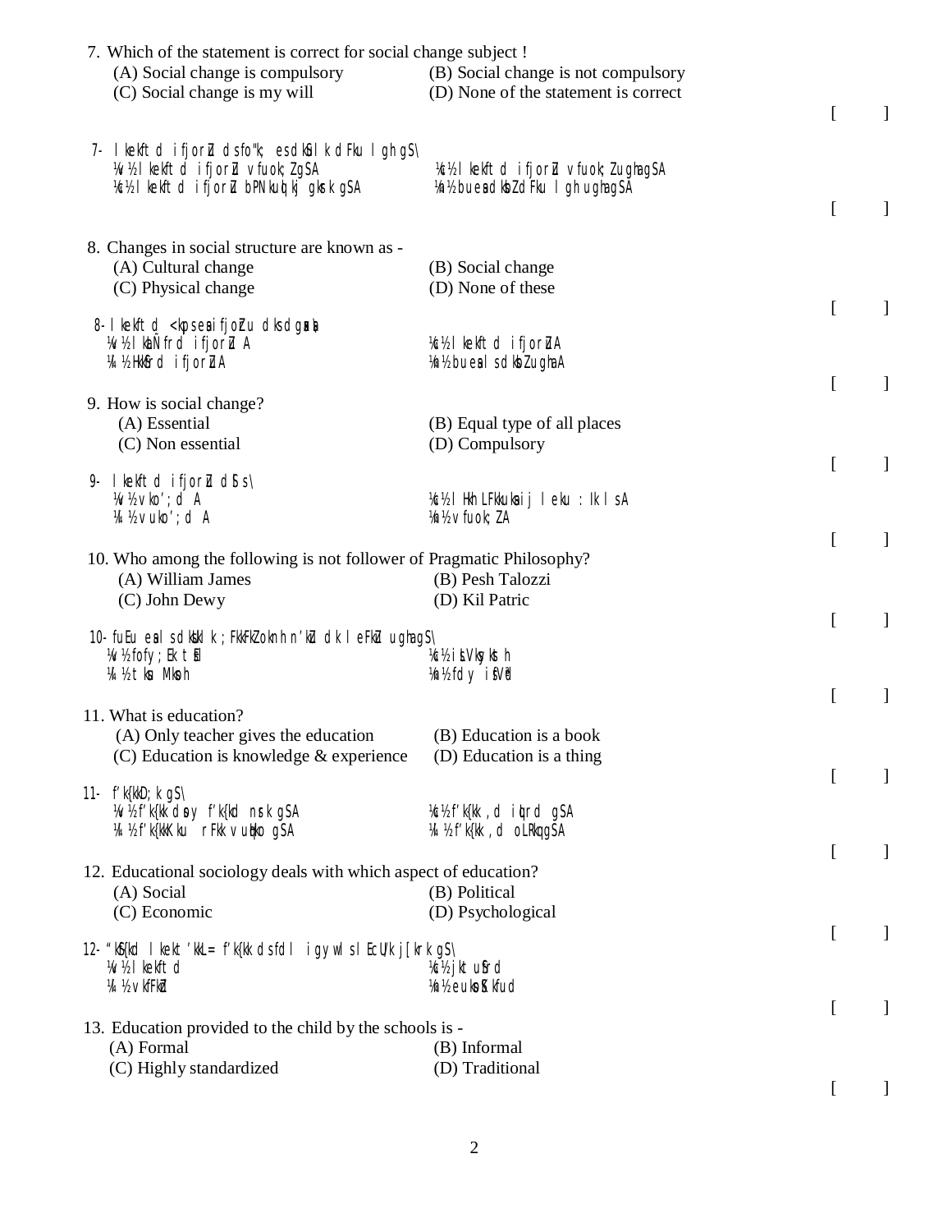7. Which of the statement is correct for social change subject !

(A) Social change is compulsory (B) Social change is not compulsory
(C) Social change is my will (D) None of the statement is correct

[ ]

7- lkekftd ifjorZu ds fo"k; esa dkSulk dFku lgh gS\

¼v½ lkekftd ifjorZu vfuok;Z gSA ¼c½ lkekftd ifjorZu vfuok;Z ugha gSA
¼l½ lkekftd ifjorZu bPNkuqlkj gksrk gSA ¼n½ buesa dksbZ dFku lgh ugha gSA

[ ]

8. Changes in social structure are known as -

(A) Cultural change (B) Social change
(C) Physical change (D) None of these

[ ]

8- lkekftd <kaps esa ifjorZu dks dgrs gSa

¼v½ lkaLd`frd ifjorZu A ¼c½ lkekftd ifjorZuA
¼l½ HkkSfrd ifjorZuA ¼n½ buesa ls dksbZ ugha A

[ ]

9. How is social change?

(A) Essential (B) Equal type of all places
(C) Non essential (D) Compulsory

[ ]

9- lkekftd ifjorZu dSls\

¼v½ vko';d A ¼c½ lHkh LFkkuksa ij leku :i ls A
¼l½ vuko';d A ¼n½ vfuok;ZA

[ ]

10. Who among the following is not follower of Pragmatic Philosophy?

(A) William James (B) Pesh Talozzi
(C) John Dewy (D) Kil Patric

[ ]

10- fuEu esa ls dkSu lk ;FkkFkZoknh n'kZu dk leFkZd ugha gS\

¼v½ fofy;El tsEl ¼c½ isLVkWykWth
¼l½ tkWu Mhoh ¼n½ fdy isVªhd

[ ]

11. What is education?

(A) Only teacher gives the education (B) Education is a book
(C) Education is knowledge & experience (D) Education is a thing

[ ]

11- f'k{kk D;k gS\

¼v½ f'k{kk dsoy f'k{kd nsrk gSA ¼c½ f'k{kk ,d iqLrd gSA
¼l½ f'k{kk Kku rFkk vuqHko gSA ¼n½ f'k{kk ,d oLrq gSA

[ ]

12. Educational sociology deals with which aspect of education?

(A) Social (B) Political
(C) Economic (D) Psychological

[ ]

12- "kSf{kd lekt'kkL= f'k{kk ds fdl igyw ls lEcfU/kr gS\

¼v½ lkekftd ¼c½ jktuSfrd
¼l½ vkfFkZd ¼n½ euksoSKkfud

[ ]

13. Education provided to the child by the schools is -

(A) Formal (B) Informal
(C) Highly standardized (D) Traditional

[ ]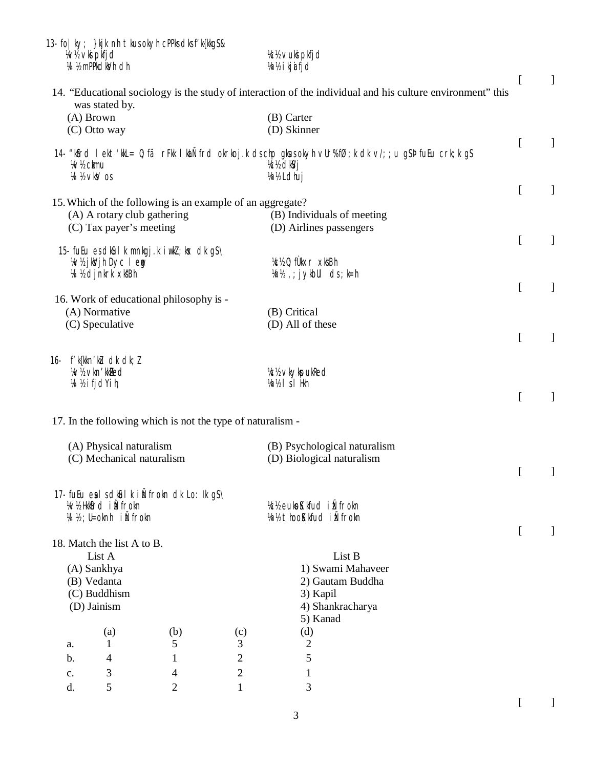13- fo|ky; }kjk nh tkus okyh cPPks dks f'k{kk gS&

¼v½ vkSpkfjd ¼c½ vukSpkfjd
¼l½ mPPkdksVh dh ¼n½ ikjaifjd

[ ]

14. “Educational sociology is the study of interaction of the individual and his culture environment” this was stated by.

(A) Brown (B) Carter
(C) Otto way (D) Skinner

[ ]

14- "kSf{kd lekt 'kkL= O;fä rFkk lkaÑfrd okrkoj.k ds chp gksus okyh vUr%fØ;k dk v/;;u gSÞ fdlus crk;k gS

¼v½ czkmu ¼c½ dkVZj
¼l½ vkWVks os ¼n½ Ldhuj

[ ]

15. Which of the following is an example of an aggregate?

(A) A rotary club gathering (B) Individuals of meeting
(C) Tax payer’s meeting (D) Airlines passengers

[ ]

15- fuEu es dkSulk mnkgj.k iwat;kx dk gS\

¼v½ jksVjh Dyc lewg ¼c½ O;fDrxr xks"Bh
¼l½ djnkrk xks"Bh ¼n½ ,;jykbUl ds ;k=h

[ ]

16. Work of educational philosophy is -

(A) Normative (B) Critical
(C) Speculative (D) All of these

[ ]

16- f'k{kk n'kZu dk dk;Z

¼v½ vkn'kkZRed ¼c½ vkykspukRed
¼l½ ifjdYih; ¼n½ lHkh

[ ]

17. In the following which is not the type of naturalism -

(A) Physical naturalism (B) Psychological naturalism
(C) Mechanical naturalism (D) Biological naturalism

[ ]

17- fuEu esa ls dkSulk izÑfrokn dk Lo:i gS\

¼v½ HkkSfrd izÑfrokn ¼c½ euksoSKkfud izÑfrokn
¼l½ ;U=oknh izÑfrokn ¼n½ tSoSKkfud izÑfrokn

[ ]

18. Match the list A to B.

| List A | List B |
|---|---|
| (A) Sankhya | 1) Swami Mahaveer |
| (B) Vedanta | 2) Gautam Buddha |
| (C) Buddhism | 3) Kapil |
| (D) Jainism | 4) Shankracharya |
| | 5) Kanad |

| | (a) | (b) | (c) | (d) |
|---|---|---|---|---|
| a. | 1 | 5 | 3 | 2 |
| b. | 4 | 1 | 2 | 5 |
| c. | 3 | 4 | 2 | 1 |
| d. | 5 | 2 | 1 | 3 |

[ ]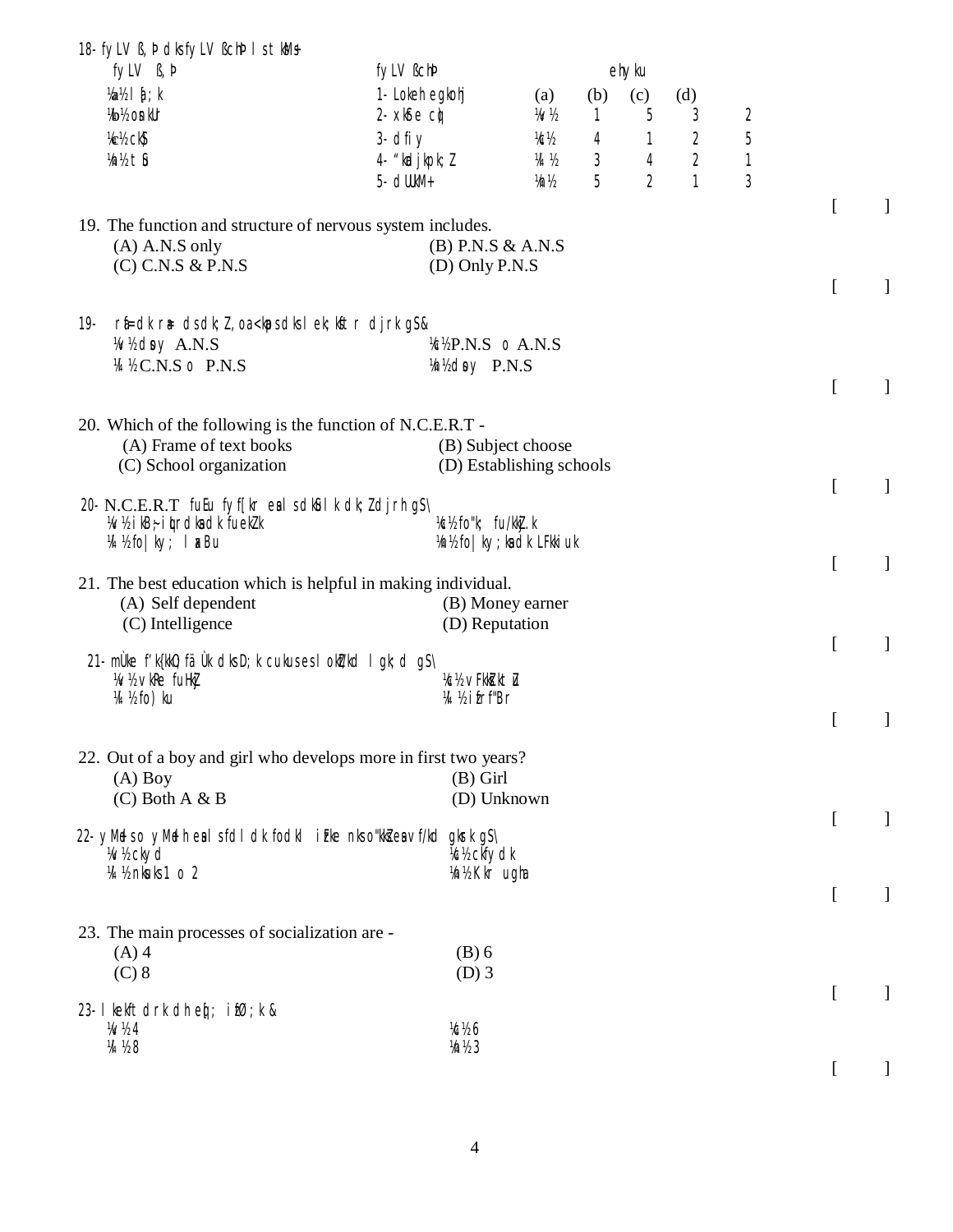18- fyLV ß,Þ dks fyLV ßcÞ ls tksfM+

| fyLV ß,Þ | fyLV ßcÞ | | ehyku | | | |
|---|---|---|---|---|---|---|
| | | | (a) | (b) | (c) | (d) |
| ¼a½ lå;k | 1- Lokeh egkohj | ¼v½ | 1 | 5 | 3 | 2 |
| ¼b½ osnkUr | 2- xkSre cq) | ¼c½ | 4 | 1 | 2 | 5 |
| ¼c½ ckS) | 3- dfiy | ¼l½ | 3 | 4 | 2 | 1 |
| ¼d½ tSu | 4- “kadjkpk;Z | ¼n½ | 5 | 2 | 1 | 3 |
| | 5- dUkkM+ | | | | | |

[ ]

19. The function and structure of nervous system includes.

(A) A.N.S only (B) P.N.S & A.N.S
(C) C.N.S & P.N.S (D) Only P.N.S

[ ]

19- rfU=dk ra= ds dk;Z ,oa <kaps dks lekfgr djrk gS&

¼v½ dsoy A.N.S ¼c½ P.N.S o A.N.S
¼l½ C.N.S o P.N.S ¼n½ dsoy P.N.S

[ ]

20. Which of the following is the function of N.C.E.R.T -

(A) Frame of text books (B) Subject choose
(C) School organization (D) Establishing schools

[ ]

20- N.C.E.R.T fuEu fyf[kr esa ls dkSu lk dk;Z djrh gS\

¼v½ ikBî~iqLrdksa dk fuekZ.k ¼c½ fo"k; fu/kkZj.k
¼l½ fo|ky; laxBu ¼n½ fo|ky;ksa dk LFkkiuk

[ ]

21. The best education which is helpful in making individual.

(A) Self dependent (B) Money earner
(C) Intelligence (D) Reputation

[ ]

21- mÙke f'k{kk] fä Ùk dks D;k cukus esa lgk;d gS\

¼v½ vkRe fuHkZj ¼c½ vFkksZitZu
¼l½ fo)ku ¼l½ ifrf"Br

[ ]

22. Out of a boy and girl who develops more in first two years?

(A) Boy (B) Girl
(C) Both A & B (D) Unknown

[ ]

22- yM+ds o yM+dh esa ls fdl dk fodkl igys nks o"kksZa esa vf/kd gksrk gS\

¼v½ ckyd ¼c½ ckfydk
¼l½ nksuksa 1 o 2 ¼n½ Kkr ugha

[ ]

23. The main processes of socialization are -

(A) 4 (B) 6
(C) 8 (D) 3

[ ]

23- lkekftdrk dh eq[; izfØ;k &

¼v½ 4 ¼c½ 6
¼l½ 8 ¼n½ 3

[ ]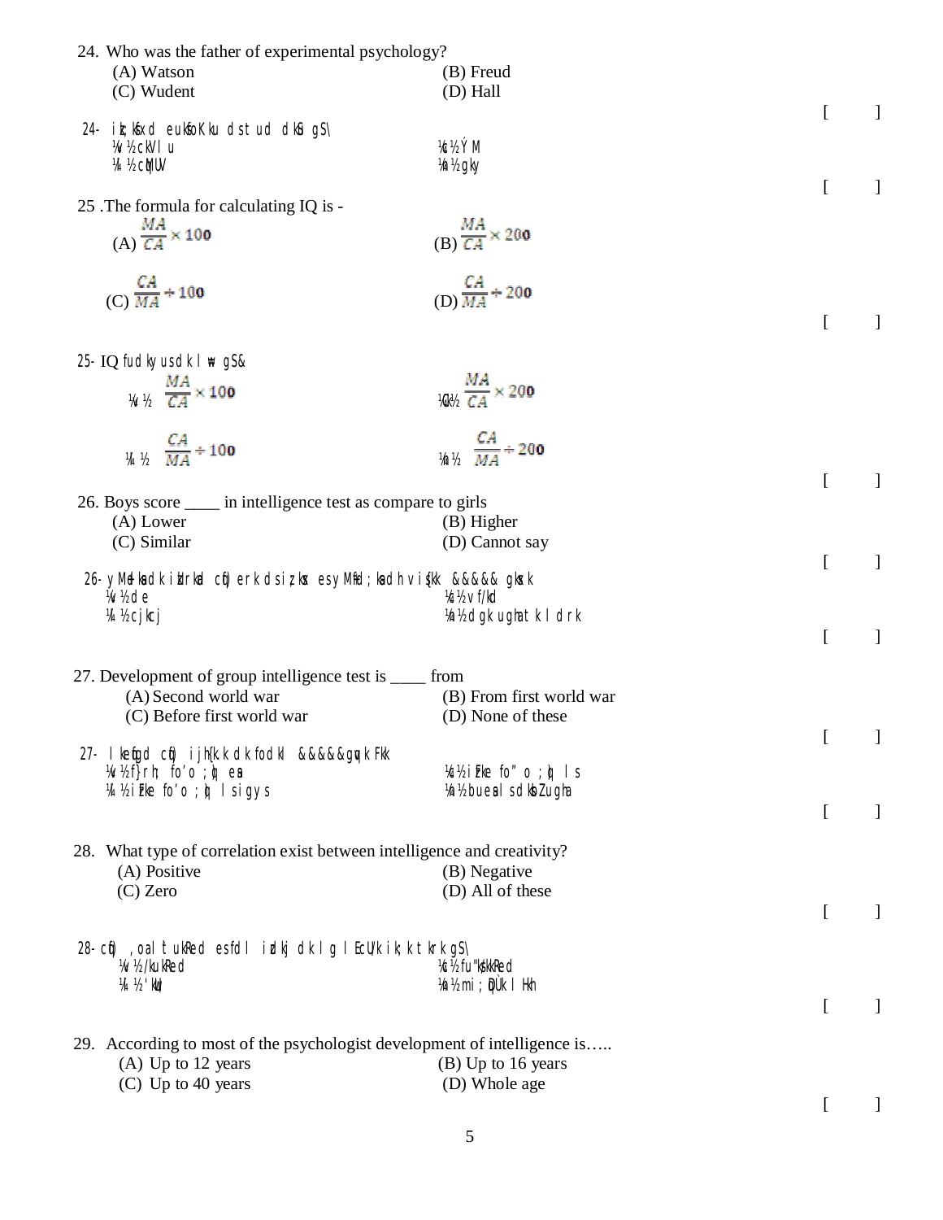24. Who was the father of experimental psychology?

(A) Watson (B) Freud

(C) Wudent (D) Hall

[ ]

24- iz;ksxkRed euksfoKku dk tud dkSu gS\

¼v½ okVlu ¼c½ ÝkW;M

¼l½ cqUV ¼n½ gkWy

[ ]

25 .The formula for calculating IQ is -

(A) $\frac{MA}{CA} \times 100$ (B) $\frac{MA}{CA} \times 200$

(C) $\frac{CA}{MA} \div 100$ (D) $\frac{CA}{MA} \div 200$

[ ]

25- IQ fudkyus dk lw= gS&

¼v½ $\frac{MA}{CA} \times 100$ ¼CK½ $\frac{MA}{CA} \times 200$

¼l½ $\frac{CA}{MA} \div 100$ ¼n½ $\frac{CA}{MA} \div 200$

[ ]

26. Boys score ____ in intelligence test as compare to girls

(A) Lower (B) Higher

(C) Similar (D) Cannot say

[ ]

26- yM+dksa dk iz'uksa cqf) ijh{k.k ds izkIrkad esa yM+fd;ksa dh vis{kk &&&&& gksrk

¼v½ de ¼c½ vf/kd

¼l½ cjkcj ¼n½ dgk ugha tk ldrk

[ ]

27. Development of group intelligence test is ____ from

(A) Second world war (B) From first world war

(C) Before first world war (D) None of these

[ ]

27- lkewfgd cqf) ijh{k.kksa dk fodkl &&&&&gqvk FkkA

¼v½ f}rh; fo'o ;q) esa ¼c½ izFke fo"o ;q) ls

¼l½ izFke fo'o ;q) ls igys ¼n½ buesa ls dksbZ ugha

[ ]

28. What type of correlation exist between intelligence and creativity?

(A) Positive (B) Negative

(C) Zero (D) All of these

[ ]

28- cqf) ,oa l`tukRed esa fdl izdkj dk lg lEcU/k ik;k tkrk gS\

¼v½ /kukRed ¼c½ fu"ks/kkRed

¼l½ 'kwU; ¼n½ mi;qZDr lHkh

[ ]

29. According to most of the psychologist development of intelligence is…..

(A) Up to 12 years (B) Up to 16 years

(C) Up to 40 years (D) Whole age

[ ]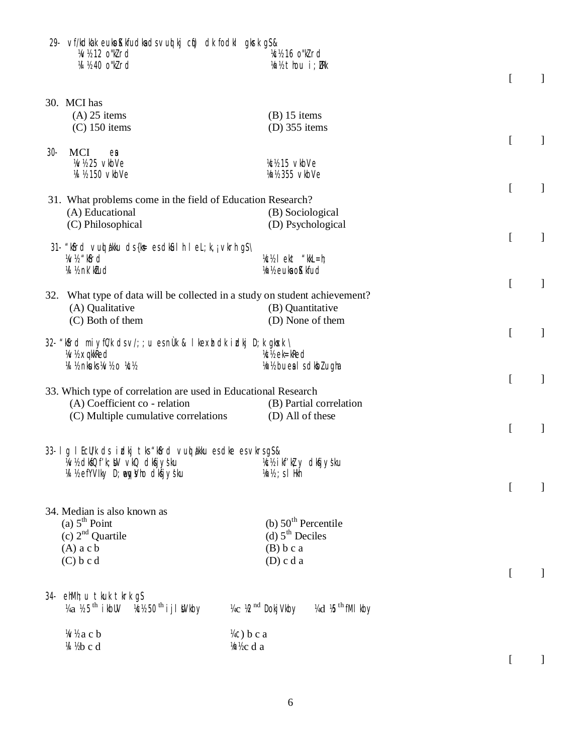29- vf/kdkak euksoSKkfudksa ds vuqlkj cq) dk fodkl gksrk gS&

¼v½ 12 o"kZ rd  ¼c½ 16 o"kZ rd

¼l½ 40 o"kZ rd  ¼n½ thou i;ZUrk

[ ]

30. MCI has

(A) 25 items  (B) 15 items

(C) 150 items  (D) 355 items

[ ]

30- MCI esa

¼v½ 25 vkbVe  ¼c½ 15 vkbVe

¼l½ 150 vkbVe  ¼n½ 355 vkbVe

[ ]

31. What problems come in the field of Education Research?

(A) Educational  (B) Sociological

(C) Philosophical  (D) Psychological

[ ]

31- "kSf{kd vuqla/kku ds {ks= esa dkSulh leL;k,¡ vkrh gS\

¼v½ "kSf{kd  ¼c½ lekt "kkL=h;

¼l½ nk'kZfud  ¼n½ euksoSKkfud

[ ]

32. What type of data will be collected in a study on student achievement?

(A) Qualitative  (B) Quantitative

(C) Both of them  (D) None of them

[ ]

32- "kSf{kd miyfC/k ds v/;;u esa nÙk & laxzg dk izdkj D;k gksxk \

¼v½ xq.kkRed  ¼c½ ek=kRed

¼l½ nksuksa ¼v½ o ¼c½  ¼n½ buesa ls dksbZ ugha

[ ]

33. Which type of correlation are used in Educational Research

(A) Coefficient co - relation  (B) Partial correlation

(C) Multiple cumulative correlations  (D) All of these

[ ]

33- lg lEcU/k ds izdkj tks "kSf{kd vuqla/kku esa dke esa vkrs gS&

¼v½ dksfQf'k;UV vkWQ dksfjys'ku  ¼c½ ikf'kZ;y dksfjys'ku

¼l½ efYVIky D;wewysfVo dksfjys'ku  ¼n½ ;s lHkh

[ ]

34. Median is also known as

(a) 5th Point  (b) 50th Percentile

(c) 2nd Quartile  (d) 5th Deciles

(A) a c b  (B) b c a

(C) b c d  (D) c d a

[ ]

34- ehfM;u tkuk tkrk gS

¼a ½ 5th ikbUV  ¼c½ 50th ijlsUVkby  ¼c ½2nd DokjVkby  ¼d ½5th fMlkby

¼v½ a c b  ¼c) b c a

¼l½ b c d  ¼n½ c d a

[ ]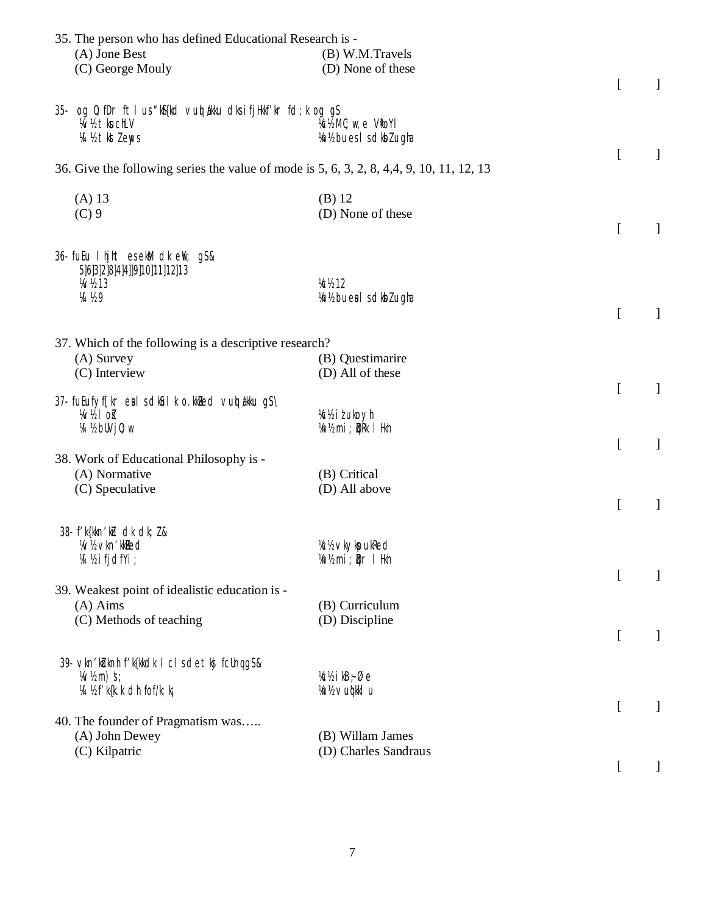35. The person who has defined Educational Research is -

(A) Jone Best (B) W.M.Travels

(C) George Mouly (D) None of these

[ ]

35- og O;fDr ftlus "kS{kd vuqla/kku dks ifjHkkf"kr fd;k og gS

¼v½ tkWu cSLV ¼c½ MCY;w-,e VªsoYl

¼l½ tktZ ekSys ¼n½ buesa ls dksbZ ugha

[ ]

36. Give the following series the value of mode is 5, 6, 3, 2, 8, 4,4, 9, 10, 11, 12, 13

(A) 13 (B) 12

(C) 9 (D) None of these

[ ]

36- fuEu Js.kh esa cgqyd dk eku gS&
5]6]3]2]8]4]4]9]10]11]12]13

¼v½ 13 ¼c½ 12

¼l½ 9 ¼n½ buesa ls dksbZ ugha

[ ]

37. Which of the following is a descriptive research?

(A) Survey (B) Questimarire

(C) Interview (D) All of these

[ ]

37- fuEufyf[kr esa ls dkSu lk o.kZukRed vuqla/kku gS\

¼v½ losZ ¼c½ iz'ukoyh

¼l½ bUVjO;w ¼n½ mi;qZDr lHkh

[ ]

38. Work of Educational Philosophy is -

(A) Normative (B) Critical

(C) Speculative (D) All above

[ ]

38- f'k{kk n'kZu dk dk;Z&

¼v½ vkn'kkZRed ¼c½ vkykspukRed

¼l½ ifjdfYi; ¼n½ mi;qZDr lHkh

[ ]

39. Weakest point of idealistic education is -

(A) Aims (B) Curriculum

(C) Methods of teaching (D) Discipline

[ ]

39- vkn'kZoknh f'k{kk dk lcls detksj fcUnq gS&

¼v½ mn~ns'; ¼c½ ikB~;Øe

¼l½ f'k{k.k dh fof/k;k ¼n½ vuq'kklu

[ ]

40. The founder of Pragmatism was…..

(A) John Dewey (B) Willam James

(C) Kilpatric (D) Charles Sandraus

[ ]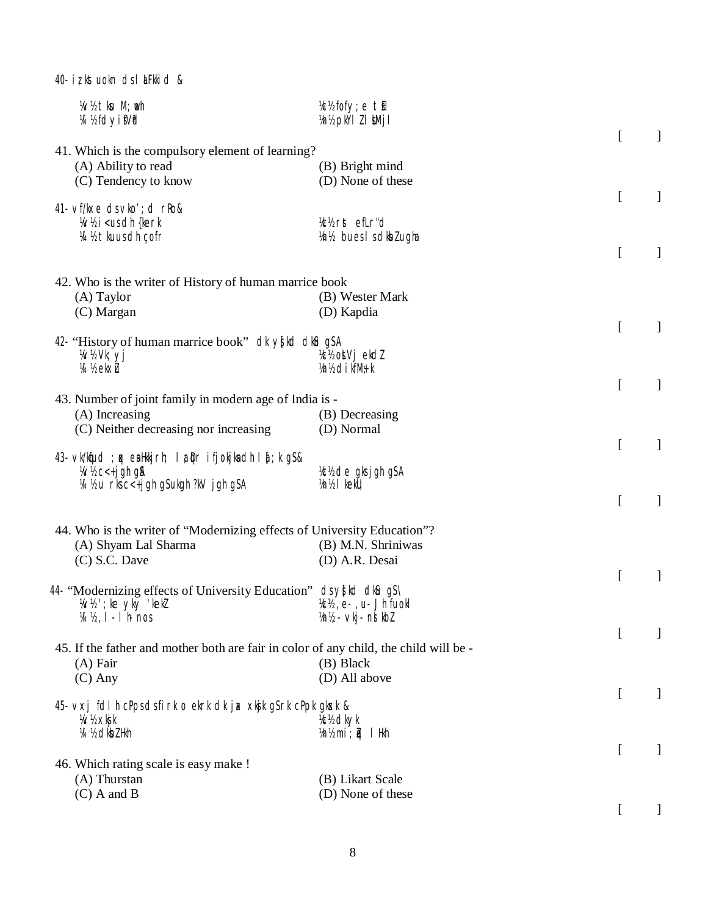40- iz;ksx uokn dsl aFkkid &

¼v½ tku M;woh ¼c½ fofy;e tsEl
¼l½ fdy iSVªd ¼n½ pkYl Z l SMjl

[ ]

41. Which is the compulsory element of learning?

(A) Ability to read (B) Bright mind
(C) Tendency to know (D) None of these

[ ]

41- vf/kxe dsvko';d rRo&

¼v½ i<usdh {kerk ¼c½ rst efLr"d
¼l½ tkuusdh çofr ¼n½ buesl sdksbZugha

[ ]

42. Who is the writer of History of human marrice book

(A) Taylor (B) Wester Mark
(C) Margan (D) Kapdia

[ ]

42- "History of human marrice book" dk ys[kd dkSu gSA

¼v½ Vk;yj ¼c½ osLVj ekdZ
¼l½ ekxZu ¼n½ dkifM+;k

[ ]

43. Number of joint family in modern age of India is -

(A) Increasing (B) Decreasing
(C) Neither decreasing nor increasing (D) Normal

[ ]

43- vk/kqfud ;qx esaHkkjrh; l aDr ifjokjkadh l a[;k gS&

¼v½ c<+ jgh gS ¼c½ de gks jgh gSA
¼l½ u rksc<+ jgh gSu ugh ?kV jgh gSA ¼n½ l kekU;

[ ]

44. Who is the writer of "Modernizing effects of University Education"?

(A) Shyam Lal Sharma (B) M.N. Shriniwas
(C) S.C. Dave (D) A.R. Desai

[ ]

44- "Modernizing effects of University Education" dsys[kd dkSu gS\

¼v½ ';ke yky 'kekZ ¼c½ ,e- ,u- Jhfuokl
¼l½ ,l - l h- nos ¼n½ - vkj- nslkbZ

[ ]

45. If the father and mother both are fair in color of any child, the child will be -

(A) Fair (B) Black
(C) Any (D) All above

[ ]

45- vxj fdl h cPpsdsfirk o ekrk dk jax xkjk gSrk cPpk gksxk &

¼v½ xkjk ¼c½ dkyk
¼l½ dksbZHkh ¼n½ mi;qZDr l Hkh

[ ]

46. Which rating scale is easy make !

(A) Thurstan (B) Likart Scale
(C) A and B (D) None of these

[ ]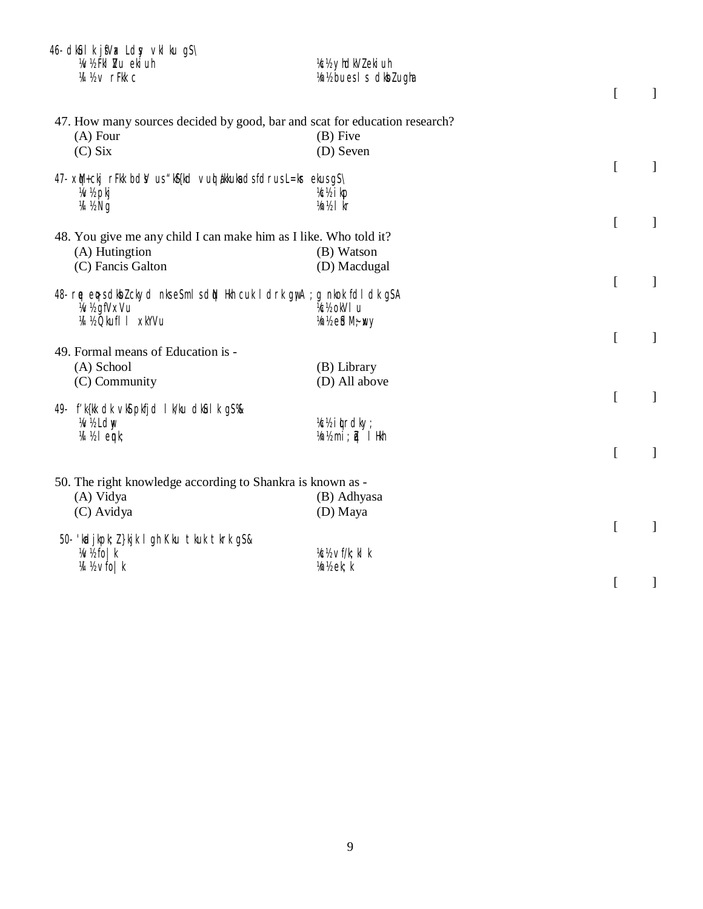46- dkSu lk jfSVax Ldsy vklku gS\

¼v½ FkLVZu ekiuh ¼c½ yhdkVZ ekiuh

¼l½ v rFkkc ¼n½ buesa ls dksbZ ugha

[ ]

47. How many sources decided by good, bar and scat for education research?

(A) Four (B) Five

(C) Six (D) Seven

[ ]

47- xqM+ckj rFkk bdsV us "kSf{kd vuqla/kkuksa ds fdrus L=ksr ekus gS\

¼v½ pkj ¼c½ ikap

¼l½ Ng ¼n½ lkr

[ ]

48. You give me any child I can make him as I like. Who told it?

(A) Hutingtion (B) Watson

(C) Fancis Galton (D) Macdugal

[ ]

48- rqe eq>s dksbZ cky d nks eSa mls oSlk Hkh cuk ldrk gw¡A ;g nkok fdl dk gSA

¼v½ gfVxVu ¼c½ okVlu

¼l½ Qkufll xkYVu ¼n½ eSdM~xy

[ ]

49. Formal means of Education is -

(A) School (B) Library

(C) Community (D) All above

[ ]

49- f'k{kk dk vkSpkfjd lk/ku dkSu lk gS%&

¼v½ Ldwy ¼c½ iqLrdky;

¼l½ leqnk; ¼n½ mi;qZDr lHkh

[ ]

50. The right knowledge according to Shankra is known as -

(A) Vidya (B) Adhyasa

(C) Avidya (D) Maya

[ ]

50- 'kadjkpk;Z }kjk lgh Kku tkuk tkrk gS&

¼v½ fo|k ¼c½ v/;kl k

¼l½ vfo|k ¼n½ ek;k

[ ]